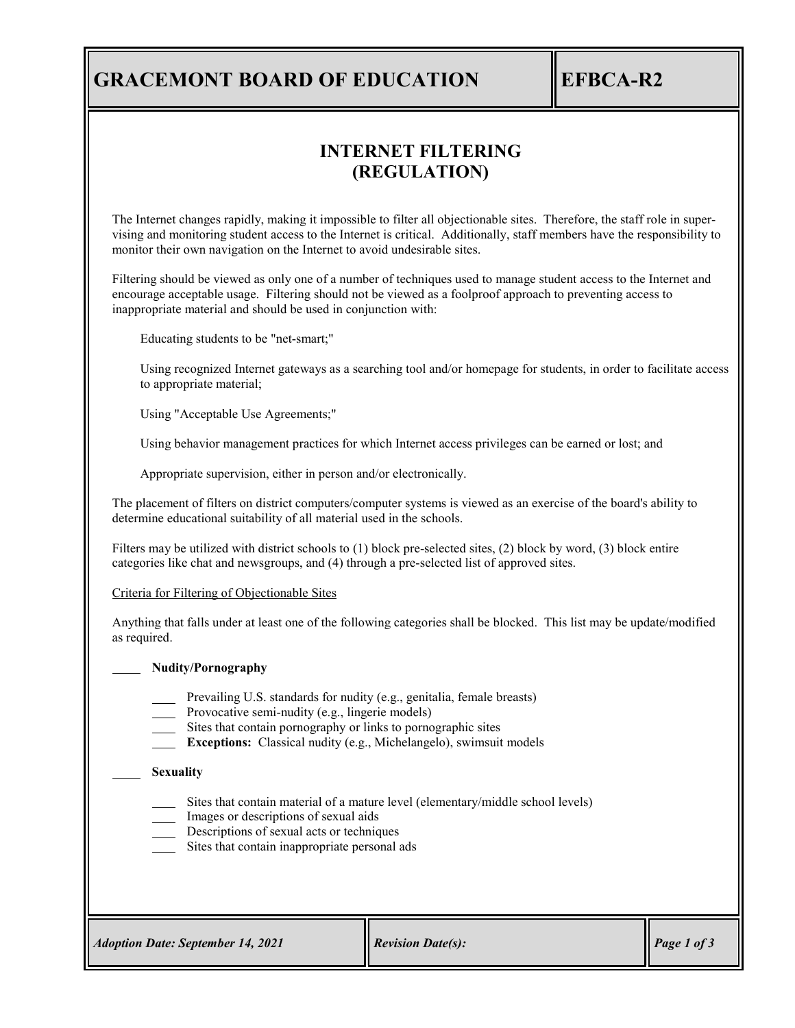# GRACEMONT BOARD OF EDUCATION — EFBCA-R2

## INTERNET FILTERING (REGULATION)

The Internet changes rapidly, making it impossible to filter all objectionable sites. Therefore, the staff role in supervising and monitoring student access to the Internet is critical. Additionally, staff members have the responsibility to monitor their own navigation on the Internet to avoid undesirable sites.

Filtering should be viewed as only one of a number of techniques used to manage student access to the Internet and encourage acceptable usage. Filtering should not be viewed as a foolproof approach to preventing access to inappropriate material and should be used in conjunction with:

> Educating students to be "net-smart;"
>
> Using recognized Internet gateways as a searching tool and/or homepage for students, in order to facilitate access to appropriate material;
>
> Using "Acceptable Use Agreements;"
>
> Using behavior management practices for which Internet access privileges can be earned or lost; and
>
> Appropriate supervision, either in person and/or electronically.

The placement of filters on district computers/computer systems is viewed as an exercise of the board's ability to determine educational suitability of all material used in the schools.

Filters may be utilized with district schools to (1) block pre-selected sites, (2) block by word, (3) block entire categories like chat and newsgroups, and (4) through a pre-selected list of approved sites.

<u>Criteria for Filtering of Objectionable Sites</u>

Anything that falls under at least one of the following categories shall be blocked. This list may be update/modified as required.

- ____ **Nudity/Pornography**
  - ____ Prevailing U.S. standards for nudity (e.g., genitalia, female breasts)
  - ____ Provocative semi-nudity (e.g., lingerie models)
  - ____ Sites that contain pornography or links to pornographic sites
  - ____ **Exceptions:** Classical nudity (e.g., Michelangelo), swimsuit models

- ____ **Sexuality**
  - ____ Sites that contain material of a mature level (elementary/middle school levels)
  - ____ Images or descriptions of sexual aids
  - ____ Descriptions of sexual acts or techniques
  - ____ Sites that contain inappropriate personal ads

| *Adoption Date: September 14, 2021* | *Revision Date(s):* |
| --- | --- |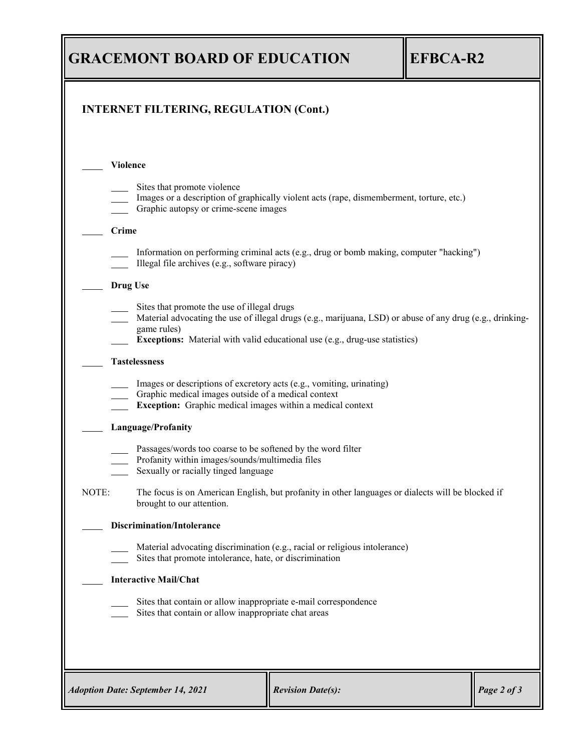## INTERNET FILTERING, REGULATION (Cont.)

____ **Violence**

- ____ Sites that promote violence
- ____ Images or a description of graphically violent acts (rape, dismemberment, torture, etc.)
- ____ Graphic autopsy or crime-scene images

____ **Crime**

- ____ Information on performing criminal acts (e.g., drug or bomb making, computer "hacking")
- ____ Illegal file archives (e.g., software piracy)

____ **Drug Use**

- ____ Sites that promote the use of illegal drugs
- ____ Material advocating the use of illegal drugs (e.g., marijuana, LSD) or abuse of any drug (e.g., drinking-game rules)
- ____ **Exceptions:** Material with valid educational use (e.g., drug-use statistics)

____ **Tastelessness**

- ____ Images or descriptions of excretory acts (e.g., vomiting, urinating)
- ____ Graphic medical images outside of a medical context
- ____ **Exception:** Graphic medical images within a medical context

____ **Language/Profanity**

- ____ Passages/words too coarse to be softened by the word filter
- ____ Profanity within images/sounds/multimedia files
- ____ Sexually or racially tinged language

NOTE: The focus is on American English, but profanity in other languages or dialects will be blocked if brought to our attention.

____ **Discrimination/Intolerance**

- ____ Material advocating discrimination (e.g., racial or religious intolerance)
- ____ Sites that promote intolerance, hate, or discrimination

____ **Interactive Mail/Chat**

- ____ Sites that contain or allow inappropriate e-mail correspondence
- ____ Sites that contain or allow inappropriate chat areas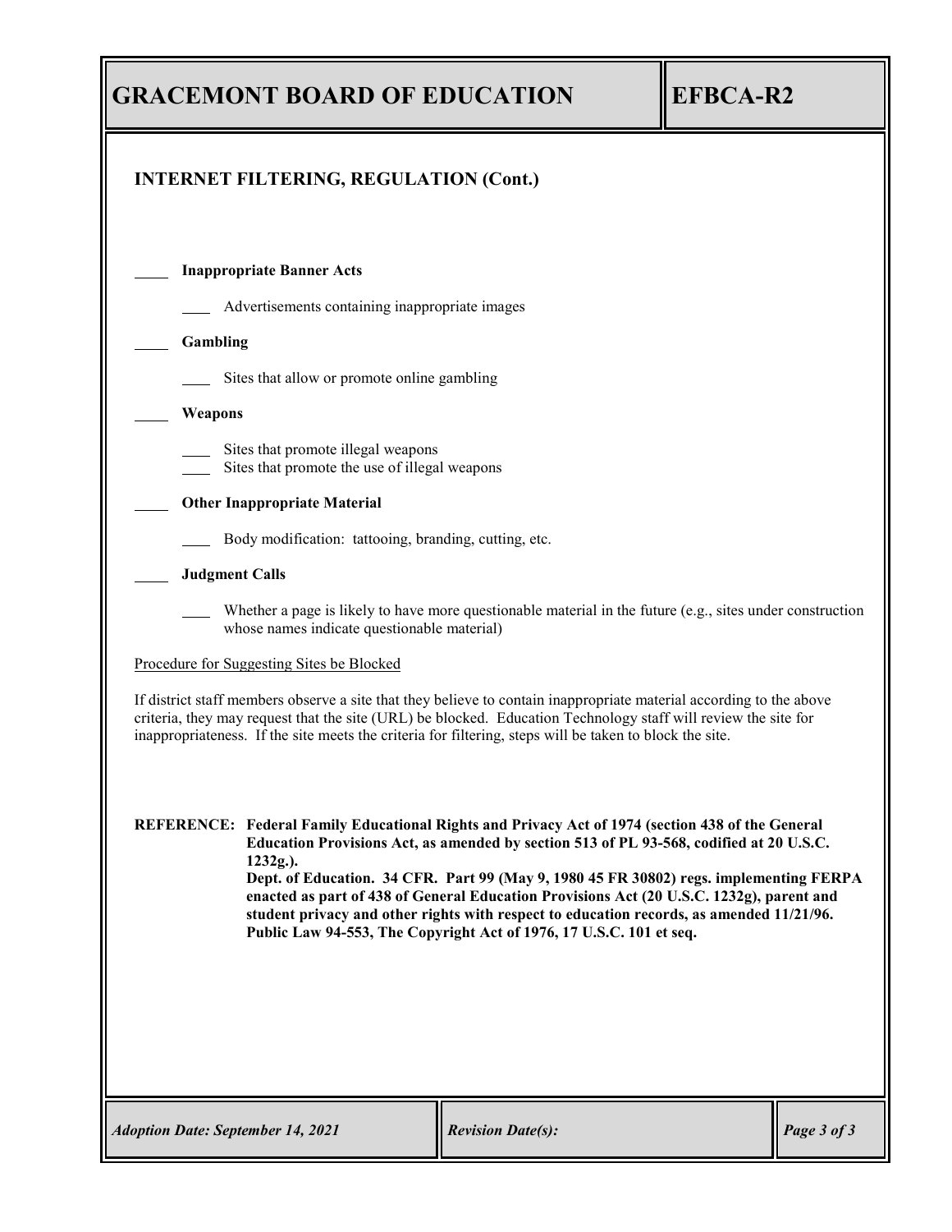## INTERNET FILTERING, REGULATION (Cont.)

____ **Inappropriate Banner Acts**

- ____ Advertisements containing inappropriate images

____ **Gambling**

- ____ Sites that allow or promote online gambling

____ **Weapons**

- ____ Sites that promote illegal weapons
- ____ Sites that promote the use of illegal weapons

____ **Other Inappropriate Material**

- ____ Body modification: tattooing, branding, cutting, etc.

____ **Judgment Calls**

- ____ Whether a page is likely to have more questionable material in the future (e.g., sites under construction whose names indicate questionable material)

Procedure for Suggesting Sites be Blocked

If district staff members observe a site that they believe to contain inappropriate material according to the above criteria, they may request that the site (URL) be blocked. Education Technology staff will review the site for inappropriateness. If the site meets the criteria for filtering, steps will be taken to block the site.

**REFERENCE: Federal Family Educational Rights and Privacy Act of 1974 (section 438 of the General Education Provisions Act, as amended by section 513 of PL 93-568, codified at 20 U.S.C. 1232g.).**
**Dept. of Education. 34 CFR. Part 99 (May 9, 1980 45 FR 30802) regs. implementing FERPA enacted as part of 438 of General Education Provisions Act (20 U.S.C. 1232g), parent and student privacy and other rights with respect to education records, as amended 11/21/96.**
**Public Law 94-553, The Copyright Act of 1976, 17 U.S.C. 101 et seq.**

*Adoption Date: September 14, 2021* | *Revision Date(s):*